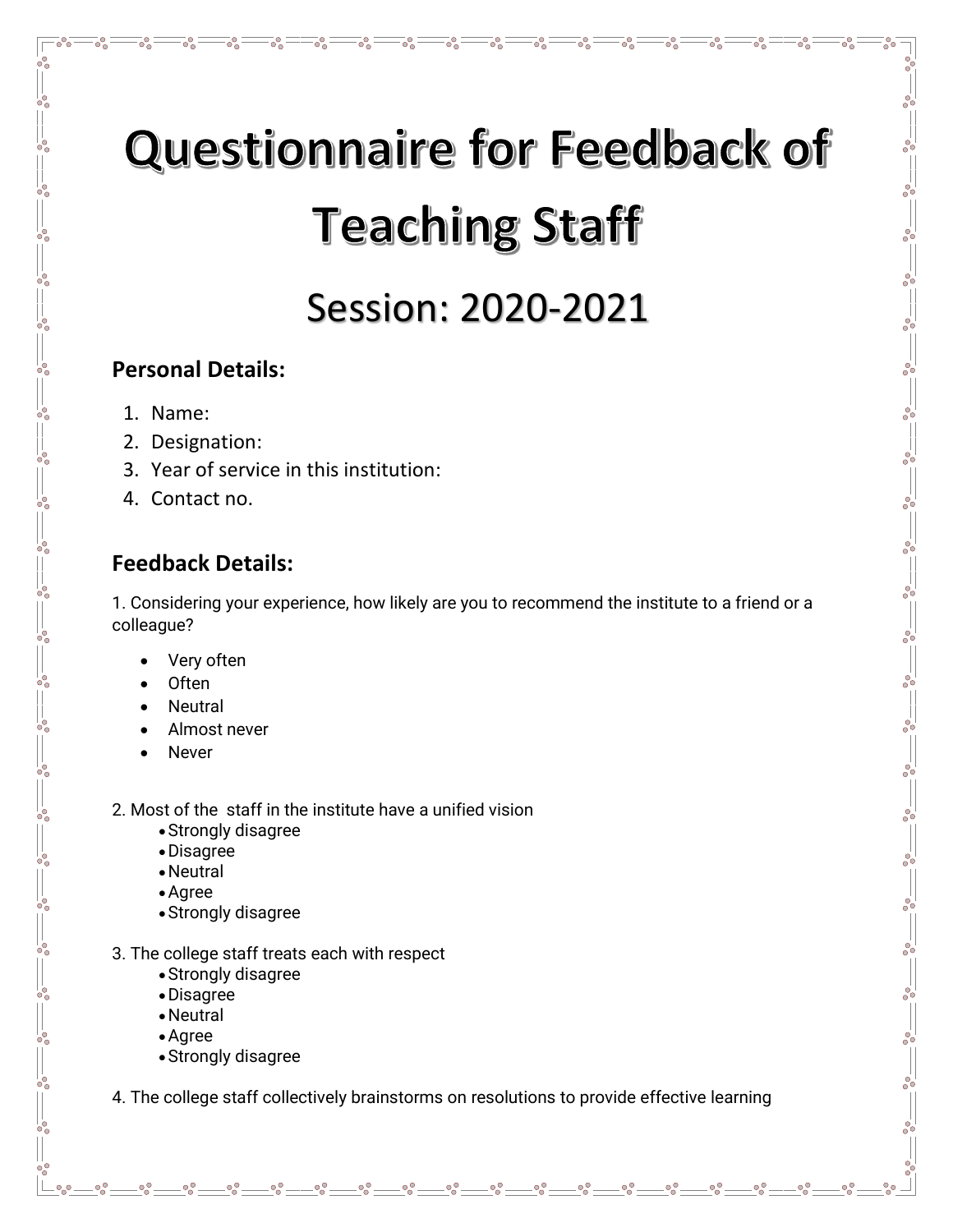# Questionnaire for Feedback of Teaching Staff

## Session: 2020-2021

### Personal Details:

1. Name:
2. Designation:
3. Year of service in this institution:
4. Contact no.

### Feedback Details:

1. Considering your experience, how likely are you to recommend the institute to a friend or a colleague?

- Very often
- Often
- Neutral
- Almost never
- Never

2. Most of the staff in the institute have a unified vision

- Strongly disagree
- Disagree
- Neutral
- Agree
- Strongly disagree

3. The college staff treats each with respect

- Strongly disagree
- Disagree
- Neutral
- Agree
- Strongly disagree

4. The college staff collectively brainstorms on resolutions to provide effective learning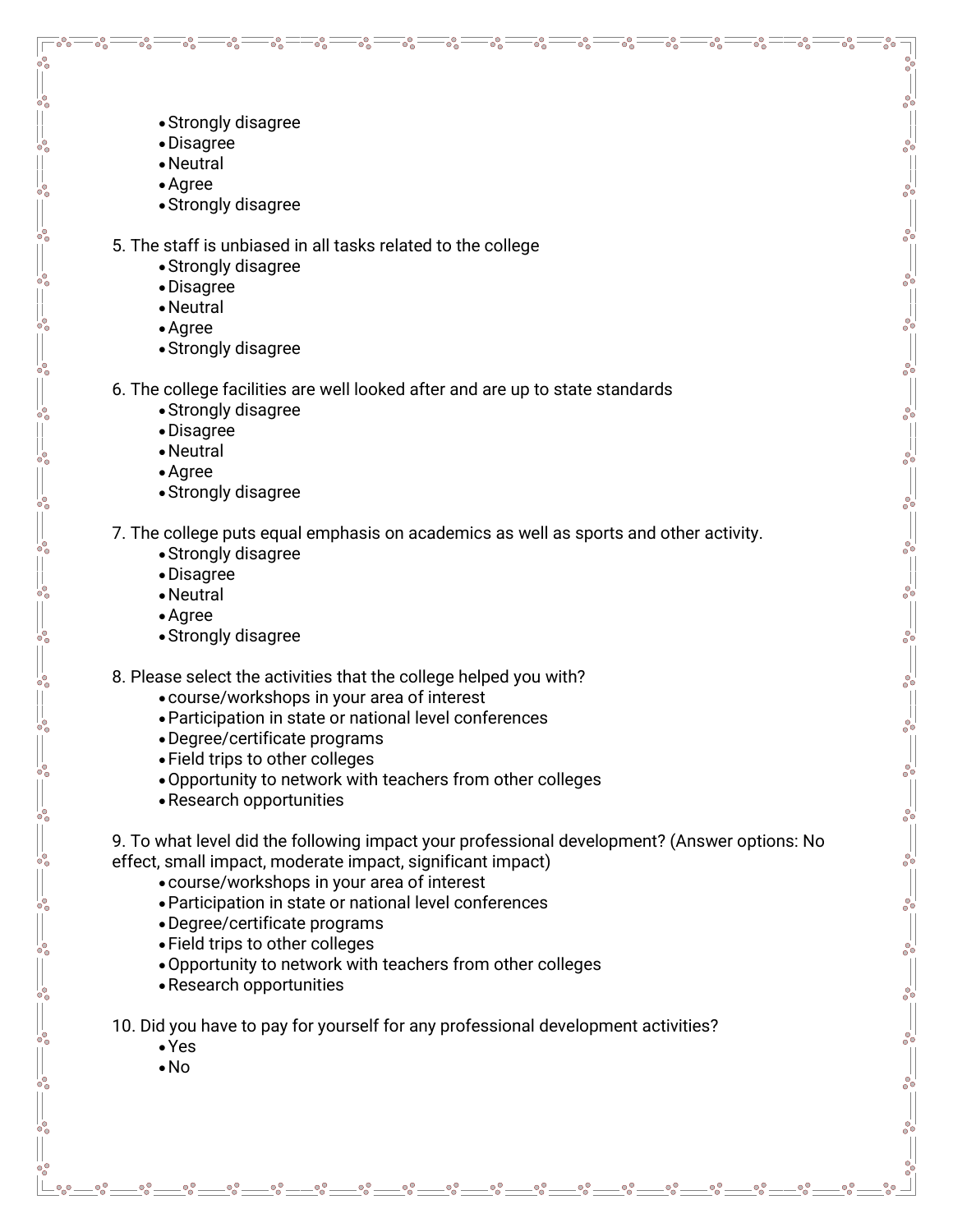- Strongly disagree
- Disagree
- Neutral
- Agree
- Strongly disagree

5. The staff is unbiased in all tasks related to the college
    - Strongly disagree
    - Disagree
    - Neutral
    - Agree
    - Strongly disagree

6. The college facilities are well looked after and are up to state standards
    - Strongly disagree
    - Disagree
    - Neutral
    - Agree
    - Strongly disagree

7. The college puts equal emphasis on academics as well as sports and other activity.
    - Strongly disagree
    - Disagree
    - Neutral
    - Agree
    - Strongly disagree

8. Please select the activities that the college helped you with?
    - course/workshops in your area of interest
    - Participation in state or national level conferences
    - Degree/certificate programs
    - Field trips to other colleges
    - Opportunity to network with teachers from other colleges
    - Research opportunities

9. To what level did the following impact your professional development? (Answer options: No effect, small impact, moderate impact, significant impact)
    - course/workshops in your area of interest
    - Participation in state or national level conferences
    - Degree/certificate programs
    - Field trips to other colleges
    - Opportunity to network with teachers from other colleges
    - Research opportunities

10. Did you have to pay for yourself for any professional development activities?
    - Yes
    - No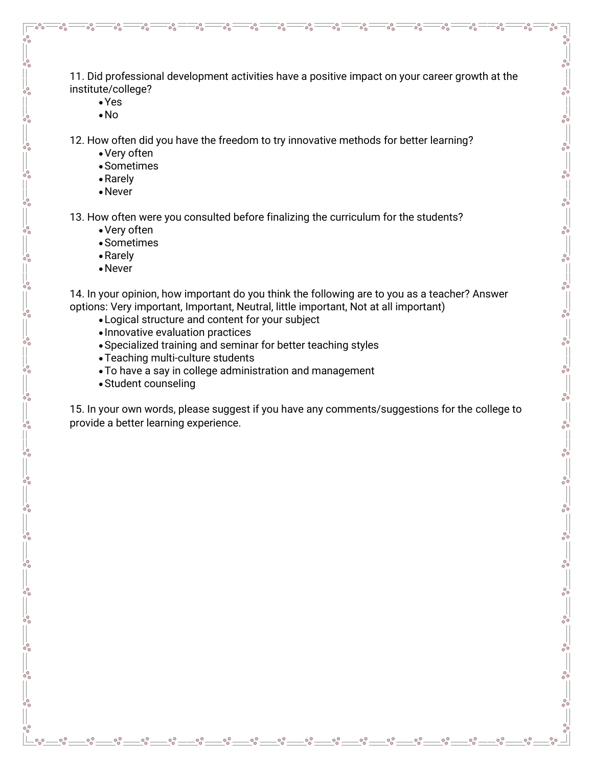11. Did professional development activities have a positive impact on your career growth at the institute/college?

- Yes
- No

12. How often did you have the freedom to try innovative methods for better learning?

- Very often
- Sometimes
- Rarely
- Never

13. How often were you consulted before finalizing the curriculum for the students?

- Very often
- Sometimes
- Rarely
- Never

14. In your opinion, how important do you think the following are to you as a teacher? Answer options: Very important, Important, Neutral, little important, Not at all important)

- Logical structure and content for your subject
- Innovative evaluation practices
- Specialized training and seminar for better teaching styles
- Teaching multi-culture students
- To have a say in college administration and management
- Student counseling

15. In your own words, please suggest if you have any comments/suggestions for the college to provide a better learning experience.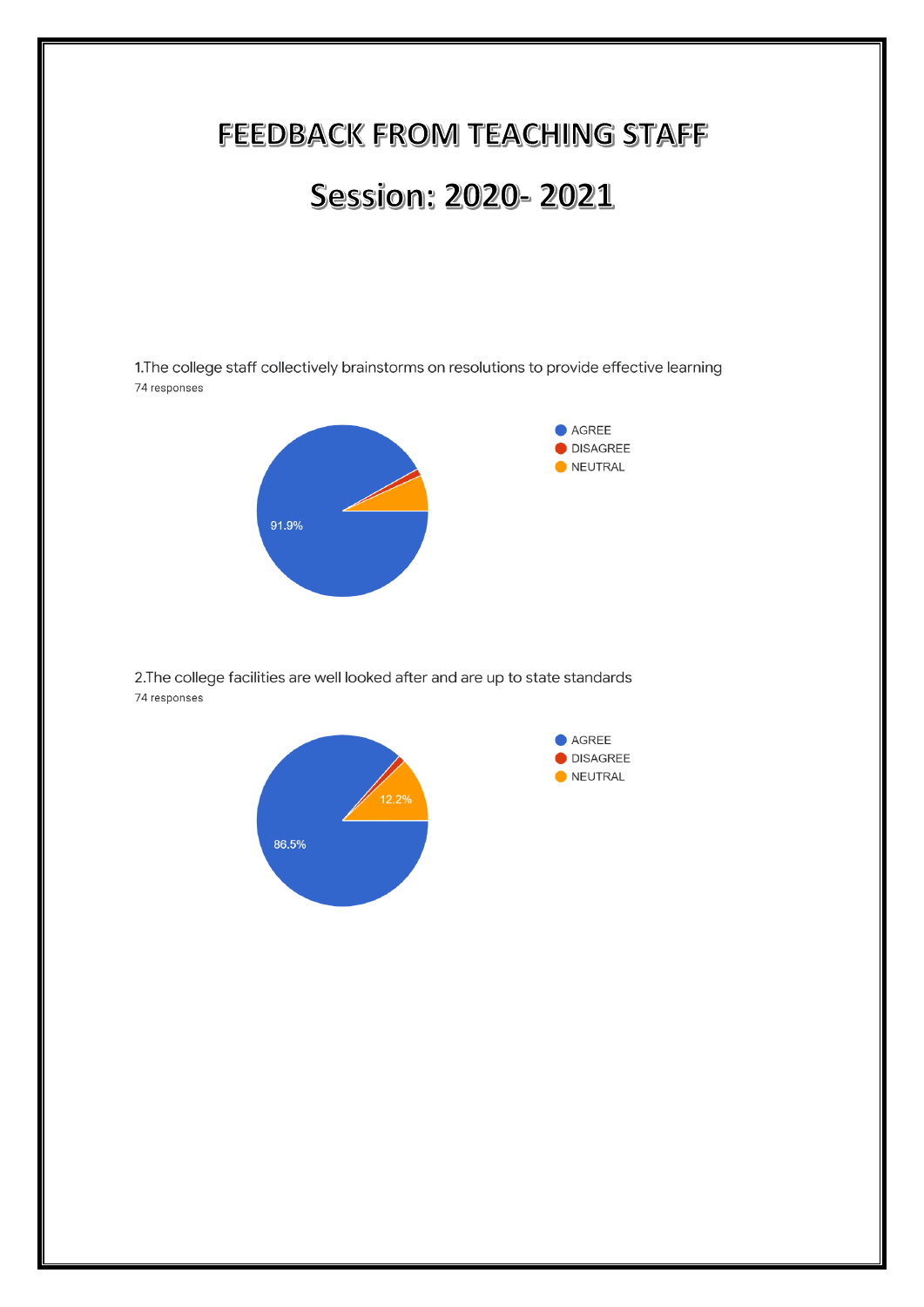# FEEDBACK FROM TEACHING STAFF

# Session: 2020- 2021

1.The college staff collectively brainstorms on resolutions to provide effective learning

74 responses

- AGREE
- DISAGREE
- NEUTRAL

91.9%

2.The college facilities are well looked after and are up to state standards

74 responses

- AGREE
- DISAGREE
- NEUTRAL

12.2%

86.5%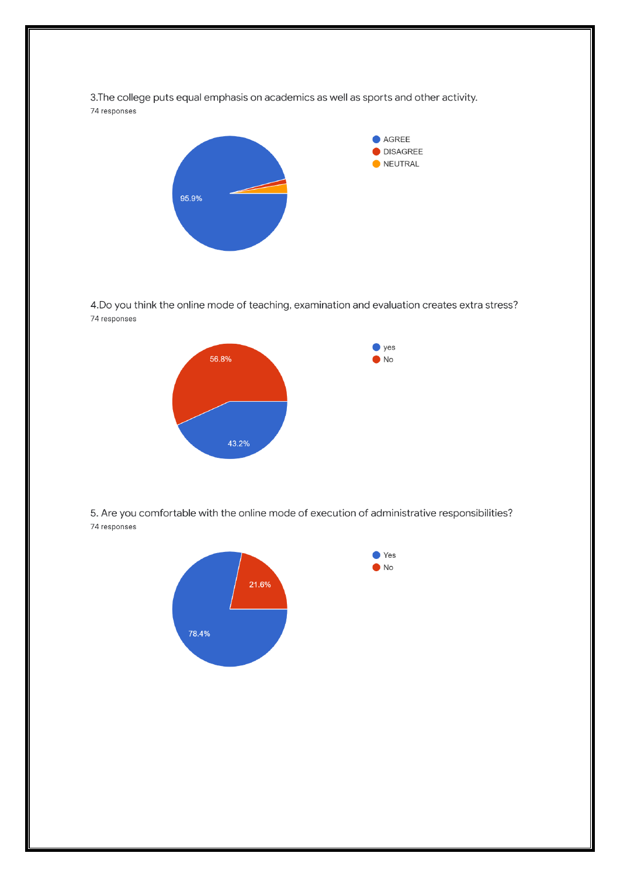3.The college puts equal emphasis on academics as well as sports and other activity.

74 responses

- AGREE
- DISAGREE
- NEUTRAL

95.9%

4.Do you think the online mode of teaching, examination and evaluation creates extra stress?

74 responses

- yes
- No

56.8%

43.2%

5. Are you comfortable with the online mode of execution of administrative responsibilities?

74 responses

- Yes
- No

21.6%

78.4%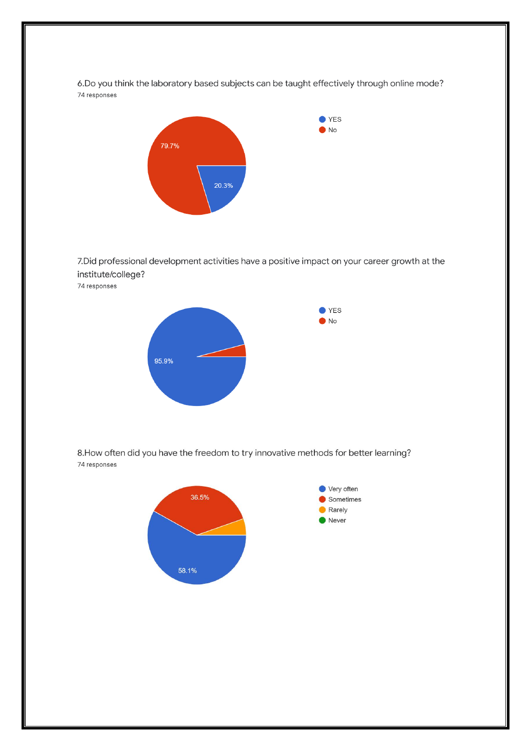6.Do you think the laboratory based subjects can be taught effectively through online mode?

74 responses

- YES
- No

79.7%

20.3%

7.Did professional development activities have a positive impact on your career growth at the institute/college?

74 responses

- YES
- No

95.9%

8.How often did you have the freedom to try innovative methods for better learning?

74 responses

- Very often
- Sometimes
- Rarely
- Never

36.5%

58.1%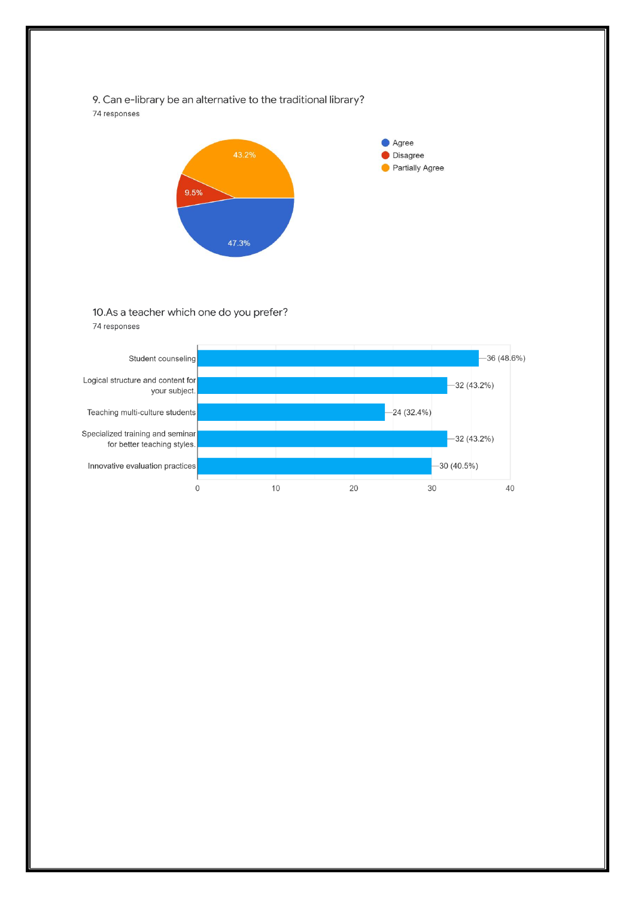9. Can e-library be an alternative to the traditional library?

74 responses

43.2%

9.5%

47.3%

Agree

Disagree

Partially Agree

10.As a teacher which one do you prefer?

74 responses

Student counseling

36 (48.6%)

Logical structure and content for your subject.

32 (43.2%)

Teaching multi-culture students

24 (32.4%)

Specialized training and seminar for better teaching styles.

32 (43.2%)

Innovative evaluation practices

30 (40.5%)

0

10

20

30

40